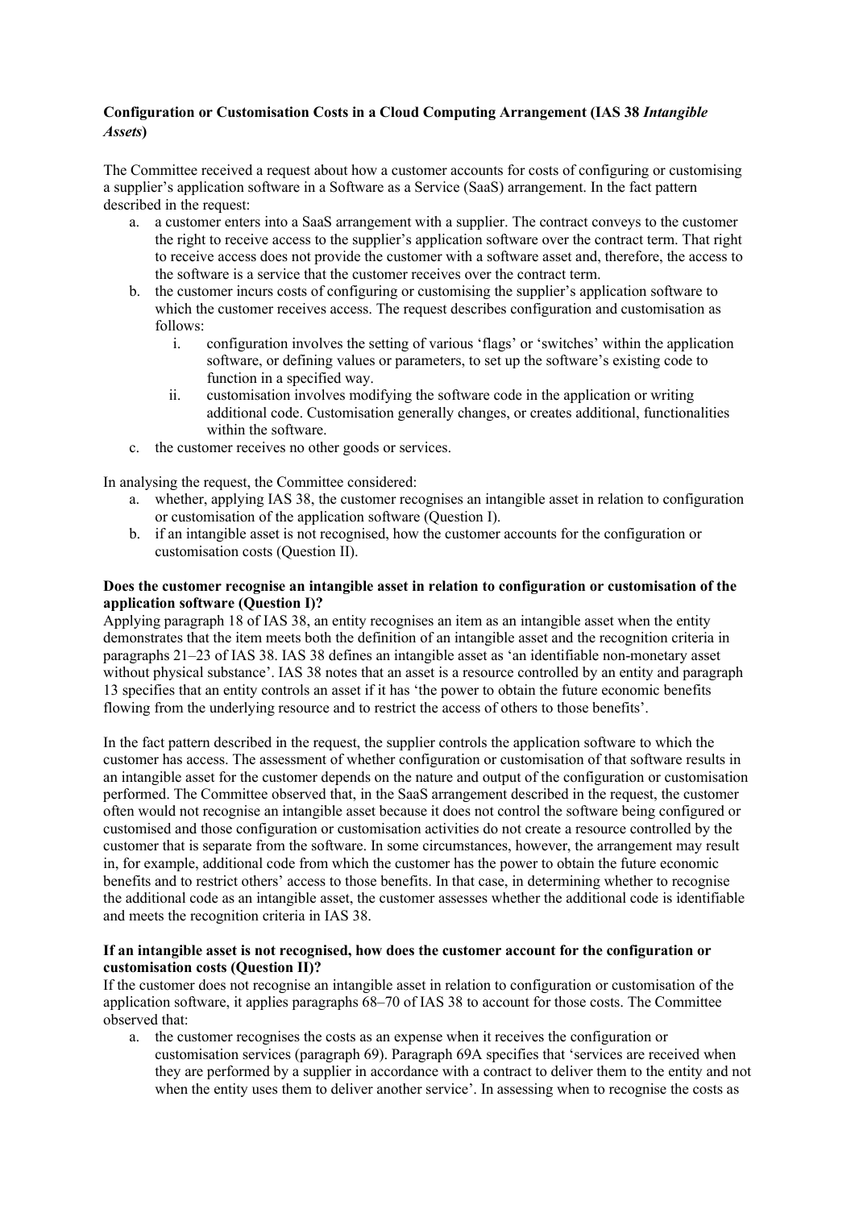**Configuration or Customisation Costs in a Cloud Computing Arrangement (IAS 38 *Intangible Assets*)**

The Committee received a request about how a customer accounts for costs of configuring or customising a supplier's application software in a Software as a Service (SaaS) arrangement. In the fact pattern described in the request:

a. a customer enters into a SaaS arrangement with a supplier. The contract conveys to the customer the right to receive access to the supplier's application software over the contract term. That right to receive access does not provide the customer with a software asset and, therefore, the access to the software is a service that the customer receives over the contract term.
b. the customer incurs costs of configuring or customising the supplier's application software to which the customer receives access. The request describes configuration and customisation as follows:
    i. configuration involves the setting of various 'flags' or 'switches' within the application software, or defining values or parameters, to set up the software's existing code to function in a specified way.
    ii. customisation involves modifying the software code in the application or writing additional code. Customisation generally changes, or creates additional, functionalities within the software.
c. the customer receives no other goods or services.

In analysing the request, the Committee considered:

a. whether, applying IAS 38, the customer recognises an intangible asset in relation to configuration or customisation of the application software (Question I).
b. if an intangible asset is not recognised, how the customer accounts for the configuration or customisation costs (Question II).

**Does the customer recognise an intangible asset in relation to configuration or customisation of the application software (Question I)?**

Applying paragraph 18 of IAS 38, an entity recognises an item as an intangible asset when the entity demonstrates that the item meets both the definition of an intangible asset and the recognition criteria in paragraphs 21–23 of IAS 38. IAS 38 defines an intangible asset as 'an identifiable non-monetary asset without physical substance'. IAS 38 notes that an asset is a resource controlled by an entity and paragraph 13 specifies that an entity controls an asset if it has 'the power to obtain the future economic benefits flowing from the underlying resource and to restrict the access of others to those benefits'.

In the fact pattern described in the request, the supplier controls the application software to which the customer has access. The assessment of whether configuration or customisation of that software results in an intangible asset for the customer depends on the nature and output of the configuration or customisation performed. The Committee observed that, in the SaaS arrangement described in the request, the customer often would not recognise an intangible asset because it does not control the software being configured or customised and those configuration or customisation activities do not create a resource controlled by the customer that is separate from the software. In some circumstances, however, the arrangement may result in, for example, additional code from which the customer has the power to obtain the future economic benefits and to restrict others' access to those benefits. In that case, in determining whether to recognise the additional code as an intangible asset, the customer assesses whether the additional code is identifiable and meets the recognition criteria in IAS 38.

**If an intangible asset is not recognised, how does the customer account for the configuration or customisation costs (Question II)?**

If the customer does not recognise an intangible asset in relation to configuration or customisation of the application software, it applies paragraphs 68–70 of IAS 38 to account for those costs. The Committee observed that:

a. the customer recognises the costs as an expense when it receives the configuration or customisation services (paragraph 69). Paragraph 69A specifies that 'services are received when they are performed by a supplier in accordance with a contract to deliver them to the entity and not when the entity uses them to deliver another service'. In assessing when to recognise the costs as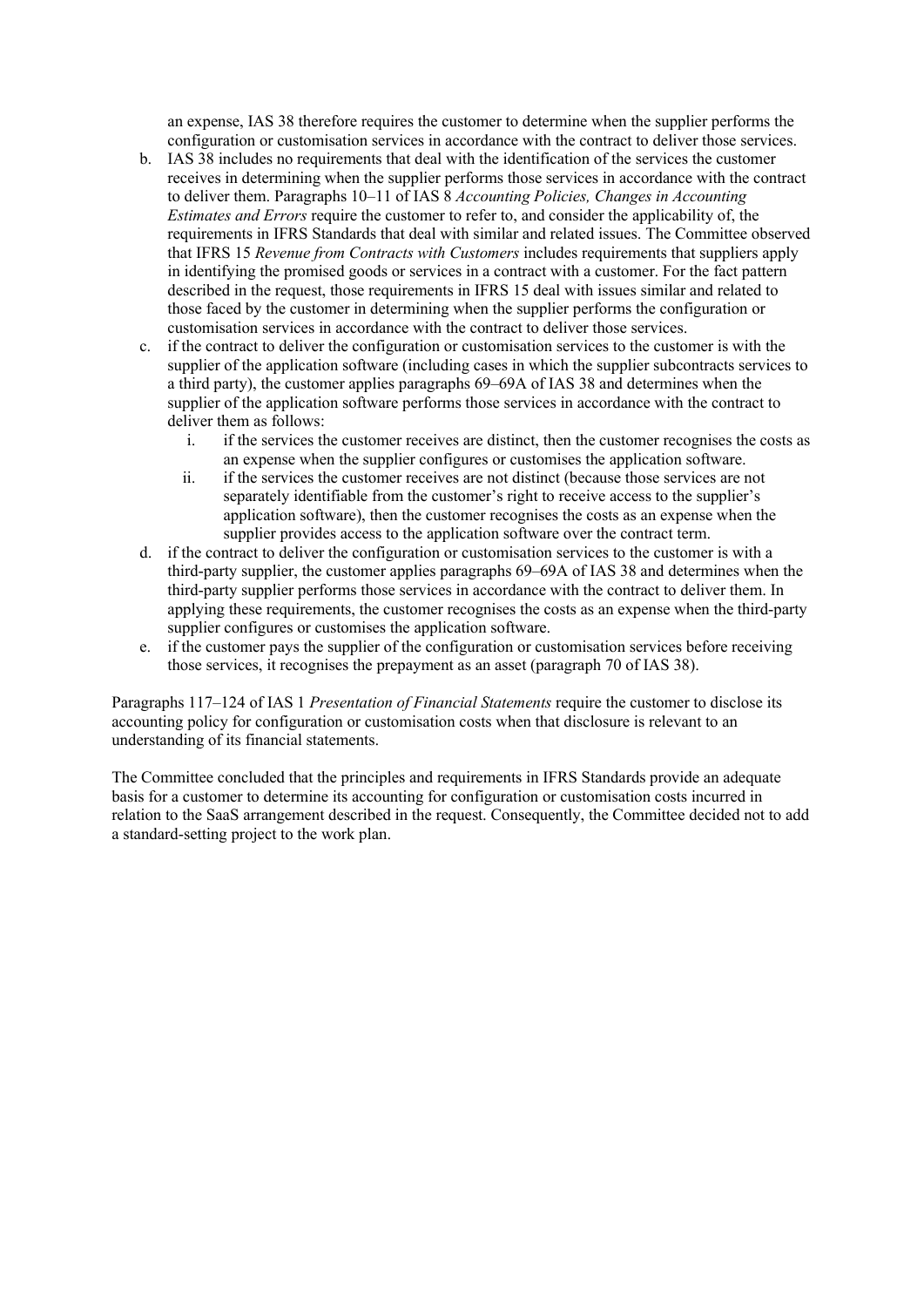an expense, IAS 38 therefore requires the customer to determine when the supplier performs the configuration or customisation services in accordance with the contract to deliver those services.

b. IAS 38 includes no requirements that deal with the identification of the services the customer receives in determining when the supplier performs those services in accordance with the contract to deliver them. Paragraphs 10–11 of IAS 8 *Accounting Policies, Changes in Accounting Estimates and Errors* require the customer to refer to, and consider the applicability of, the requirements in IFRS Standards that deal with similar and related issues. The Committee observed that IFRS 15 *Revenue from Contracts with Customers* includes requirements that suppliers apply in identifying the promised goods or services in a contract with a customer. For the fact pattern described in the request, those requirements in IFRS 15 deal with issues similar and related to those faced by the customer in determining when the supplier performs the configuration or customisation services in accordance with the contract to deliver those services.

c. if the contract to deliver the configuration or customisation services to the customer is with the supplier of the application software (including cases in which the supplier subcontracts services to a third party), the customer applies paragraphs 69–69A of IAS 38 and determines when the supplier of the application software performs those services in accordance with the contract to deliver them as follows:
   i. if the services the customer receives are distinct, then the customer recognises the costs as an expense when the supplier configures or customises the application software.
   ii. if the services the customer receives are not distinct (because those services are not separately identifiable from the customer's right to receive access to the supplier's application software), then the customer recognises the costs as an expense when the supplier provides access to the application software over the contract term.

d. if the contract to deliver the configuration or customisation services to the customer is with a third-party supplier, the customer applies paragraphs 69–69A of IAS 38 and determines when the third-party supplier performs those services in accordance with the contract to deliver them. In applying these requirements, the customer recognises the costs as an expense when the third-party supplier configures or customises the application software.

e. if the customer pays the supplier of the configuration or customisation services before receiving those services, it recognises the prepayment as an asset (paragraph 70 of IAS 38).

Paragraphs 117–124 of IAS 1 *Presentation of Financial Statements* require the customer to disclose its accounting policy for configuration or customisation costs when that disclosure is relevant to an understanding of its financial statements.

The Committee concluded that the principles and requirements in IFRS Standards provide an adequate basis for a customer to determine its accounting for configuration or customisation costs incurred in relation to the SaaS arrangement described in the request. Consequently, the Committee decided not to add a standard-setting project to the work plan.